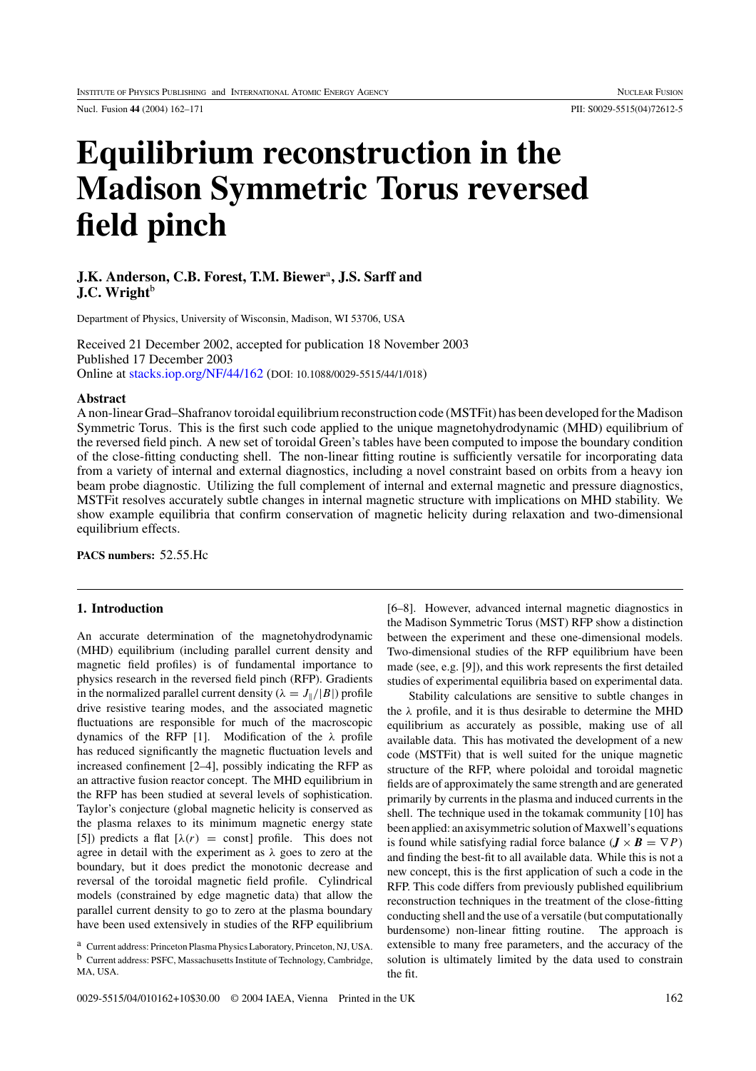# Equilibrium reconstruction in the Madison Symmetric Torus reversed field pinch

**J.K. Anderson, C.B. Forest, T.M. Biewer[a], J.S. Sarff and J.C. Wright[b]**

Department of Physics, University of Wisconsin, Madison, WI 53706, USA

Received 21 December 2002, accepted for publication 18 November 2003
Published 17 December 2003
Online at stacks.iop.org/NF/44/162 (DOI: 10.1088/0029-5515/44/1/018)

### Abstract

A non-linear Grad–Shafranov toroidal equilibrium reconstruction code (MSTFit) has been developed for the Madison Symmetric Torus. This is the first such code applied to the unique magnetohydrodynamic (MHD) equilibrium of the reversed field pinch. A new set of toroidal Green's tables have been computed to impose the boundary condition of the close-fitting conducting shell. The non-linear fitting routine is sufficiently versatile for incorporating data from a variety of internal and external diagnostics, including a novel constraint based on orbits from a heavy ion beam probe diagnostic. Utilizing the full complement of internal and external magnetic and pressure diagnostics, MSTFit resolves accurately subtle changes in internal magnetic structure with implications on MHD stability. We show example equilibria that confirm conservation of magnetic helicity during relaxation and two-dimensional equilibrium effects.

**PACS numbers:** 52.55.Hc

## 1. Introduction

An accurate determination of the magnetohydrodynamic (MHD) equilibrium (including parallel current density and magnetic field profiles) is of fundamental importance to physics research in the reversed field pinch (RFP). Gradients in the normalized parallel current density ($\lambda = J_\parallel/|B|$) profile drive resistive tearing modes, and the associated magnetic fluctuations are responsible for much of the macroscopic dynamics of the RFP [1]. Modification of the $\lambda$ profile has reduced significantly the magnetic fluctuation levels and increased confinement [2–4], possibly indicating the RFP as an attractive fusion reactor concept. The MHD equilibrium in the RFP has been studied at several levels of sophistication. Taylor's conjecture (global magnetic helicity is conserved as the plasma relaxes to its minimum magnetic energy state [5]) predicts a flat [$\lambda(r) = \text{const}$] profile. This does not agree in detail with the experiment as $\lambda$ goes to zero at the boundary, but it does predict the monotonic decrease and reversal of the toroidal magnetic field profile. Cylindrical models (constrained by edge magnetic data) that allow the parallel current density to go to zero at the plasma boundary have been used extensively in studies of the RFP equilibrium [6–8]. However, advanced internal magnetic diagnostics in the Madison Symmetric Torus (MST) RFP show a distinction between the experiment and these one-dimensional models. Two-dimensional studies of the RFP equilibrium have been made (see, e.g. [9]), and this work represents the first detailed studies of experimental equilibria based on experimental data.

Stability calculations are sensitive to subtle changes in the $\lambda$ profile, and it is thus desirable to determine the MHD equilibrium as accurately as possible, making use of all available data. This has motivated the development of a new code (MSTFit) that is well suited for the unique magnetic structure of the RFP, where poloidal and toroidal magnetic fields are of approximately the same strength and are generated primarily by currents in the plasma and induced currents in the shell. The technique used in the tokamak community [10] has been applied: an axisymmetric solution of Maxwell's equations is found while satisfying radial force balance ($\boldsymbol{J} \times \boldsymbol{B} = \nabla P$) and finding the best-fit to all available data. While this is not a new concept, this is the first application of such a code in the RFP. This code differs from previously published equilibrium reconstruction techniques in the treatment of the close-fitting conducting shell and the use of a versatile (but computationally burdensome) non-linear fitting routine. The approach is extensible to many free parameters, and the accuracy of the solution is ultimately limited by the data used to constrain the fit.

[a] Current address: Princeton Plasma Physics Laboratory, Princeton, NJ, USA.
[b] Current address: PSFC, Massachusetts Institute of Technology, Cambridge, MA, USA.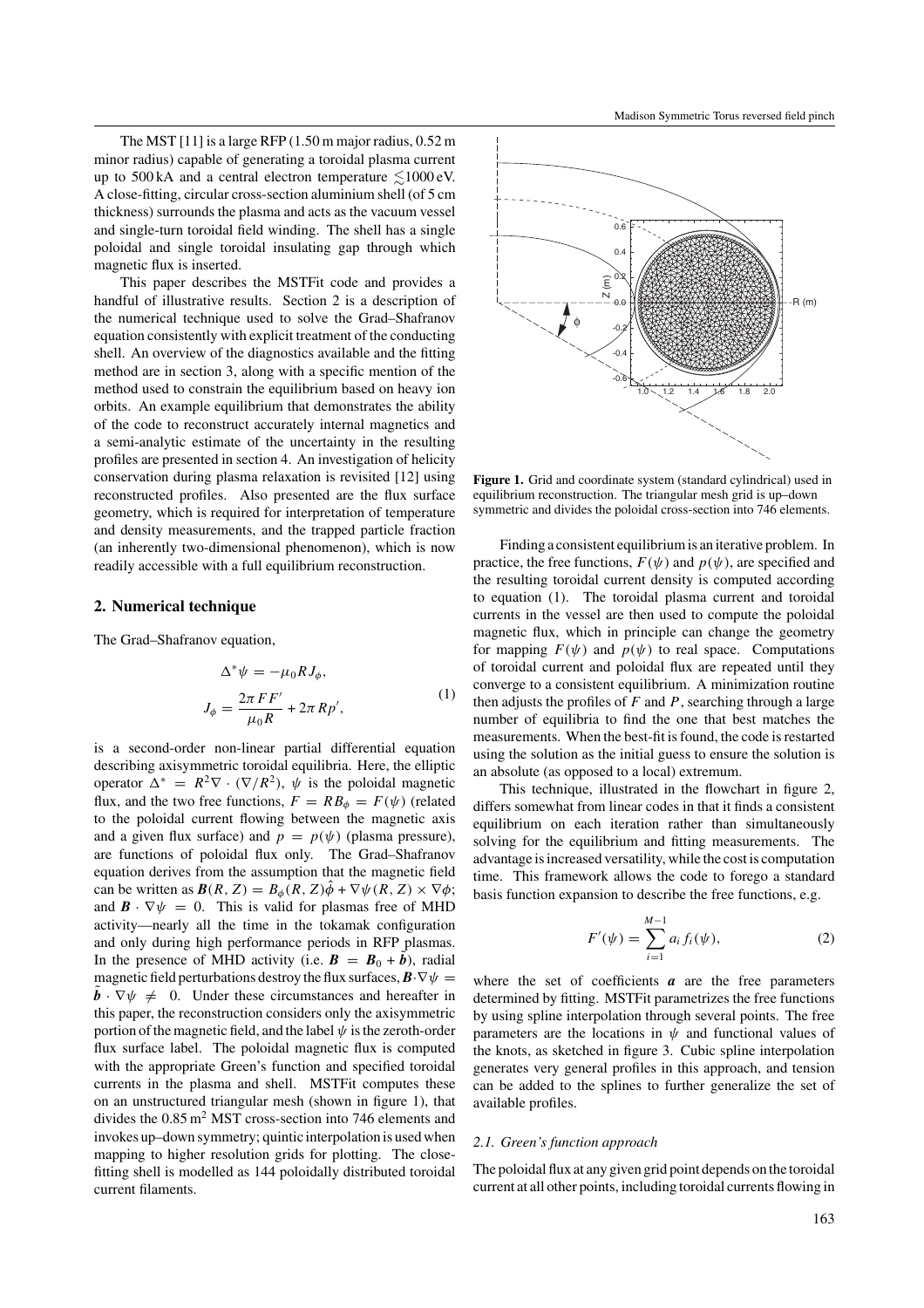The MST [11] is a large RFP (1.50 m major radius, 0.52 m minor radius) capable of generating a toroidal plasma current up to 500 kA and a central electron temperature $\lesssim$1000 eV. A close-fitting, circular cross-section aluminium shell (of 5 cm thickness) surrounds the plasma and acts as the vacuum vessel and single-turn toroidal field winding. The shell has a single poloidal and single toroidal insulating gap through which magnetic flux is inserted.

This paper describes the MSTFit code and provides a handful of illustrative results. Section 2 is a description of the numerical technique used to solve the Grad–Shafranov equation consistently with explicit treatment of the conducting shell. An overview of the diagnostics available and the fitting method are in section 3, along with a specific mention of the method used to constrain the equilibrium based on heavy ion orbits. An example equilibrium that demonstrates the ability of the code to reconstruct accurately internal magnetics and a semi-analytic estimate of the uncertainty in the resulting profiles are presented in section 4. An investigation of helicity conservation during plasma relaxation is revisited [12] using reconstructed profiles. Also presented are the flux surface geometry, which is required for interpretation of temperature and density measurements, and the trapped particle fraction (an inherently two-dimensional phenomenon), which is now readily accessible with a full equilibrium reconstruction.

## 2. Numerical technique

The Grad–Shafranov equation,

$$\Delta^* \psi = -\mu_0 R J_\phi,$$
$$J_\phi = \frac{2\pi F F'}{\mu_0 R} + 2\pi R p', \tag{1}$$

is a second-order non-linear partial differential equation describing axisymmetric toroidal equilibria. Here, the elliptic operator $\Delta^* = R^2 \nabla \cdot (\nabla / R^2)$, $\psi$ is the poloidal magnetic flux, and the two free functions, $F = RB_\phi = F(\psi)$ (related to the poloidal current flowing between the magnetic axis and a given flux surface) and $p = p(\psi)$ (plasma pressure), are functions of poloidal flux only. The Grad–Shafranov equation derives from the assumption that the magnetic field can be written as $\boldsymbol{B}(R, Z) = B_\phi(R, Z)\hat{\phi} + \nabla\psi(R, Z) \times \nabla\phi$; and $\boldsymbol{B} \cdot \nabla\psi = 0$. This is valid for plasmas free of MHD activity—nearly all the time in the tokamak configuration and only during high performance periods in RFP plasmas. In the presence of MHD activity (i.e. $\boldsymbol{B} = \boldsymbol{B}_0 + \tilde{\boldsymbol{b}}$), radial magnetic field perturbations destroy the flux surfaces, $\boldsymbol{B} \cdot \nabla\psi = \tilde{\boldsymbol{b}} \cdot \nabla\psi \neq 0$. Under these circumstances and hereafter in this paper, the reconstruction considers only the axisymmetric portion of the magnetic field, and the label $\psi$ is the zeroth-order flux surface label. The poloidal magnetic flux is computed with the appropriate Green's function and specified toroidal currents in the plasma and shell. MSTFit computes these on an unstructured triangular mesh (shown in figure 1), that divides the 0.85 m$^2$ MST cross-section into 746 elements and invokes up–down symmetry; quintic interpolation is used when mapping to higher resolution grids for plotting. The close-fitting shell is modelled as 144 poloidally distributed toroidal current filaments.

**Figure 1.** Grid and coordinate system (standard cylindrical) used in equilibrium reconstruction. The triangular mesh grid is up–down symmetric and divides the poloidal cross-section into 746 elements.

Finding a consistent equilibrium is an iterative problem. In practice, the free functions, $F(\psi)$ and $p(\psi)$, are specified and the resulting toroidal current density is computed according to equation (1). The toroidal plasma current and toroidal currents in the vessel are then used to compute the poloidal magnetic flux, which in principle can change the geometry for mapping $F(\psi)$ and $p(\psi)$ to real space. Computations of toroidal current and poloidal flux are repeated until they converge to a consistent equilibrium. A minimization routine then adjusts the profiles of $F$ and $P$, searching through a large number of equilibria to find the one that best matches the measurements. When the best-fit is found, the code is restarted using the solution as the initial guess to ensure the solution is an absolute (as opposed to a local) extremum.

This technique, illustrated in the flowchart in figure 2, differs somewhat from linear codes in that it finds a consistent equilibrium on each iteration rather than simultaneously solving for the equilibrium and fitting measurements. The advantage is increased versatility, while the cost is computation time. This framework allows the code to forego a standard basis function expansion to describe the free functions, e.g.

$$F'(\psi) = \sum_{i=1}^{M-1} a_i f_i(\psi), \tag{2}$$

where the set of coefficients $\boldsymbol{a}$ are the free parameters determined by fitting. MSTFit parametrizes the free functions by using spline interpolation through several points. The free parameters are the locations in $\psi$ and functional values of the knots, as sketched in figure 3. Cubic spline interpolation generates very general profiles in this approach, and tension can be added to the splines to further generalize the set of available profiles.

### 2.1. Green's function approach

The poloidal flux at any given grid point depends on the toroidal current at all other points, including toroidal currents flowing in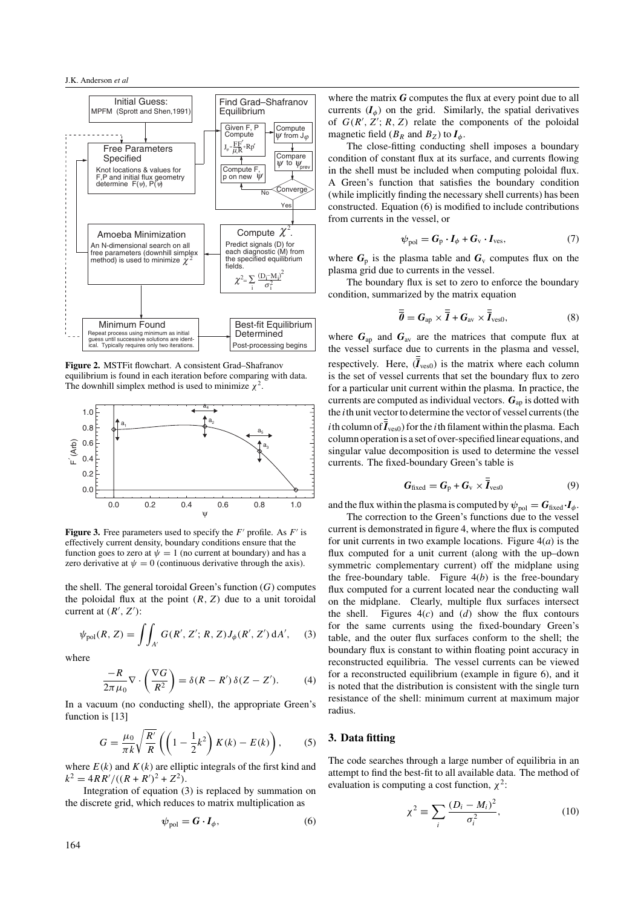Figure 2. MSTFit flowchart. A consistent Grad–Shafranov equilibrium is found in each iteration before comparing with data. The downhill simplex method is used to minimize $\chi^2$.

Figure 3. Free parameters used to specify the $F'$ profile. As $F'$ is effectively current density, boundary conditions ensure that the function goes to zero at $\psi = 1$ (no current at boundary) and has a zero derivative at $\psi = 0$ (continuous derivative through the axis).

the shell. The general toroidal Green's function ($G$) computes the poloidal flux at the point $(R, Z)$ due to a unit toroidal current at $(R', Z')$:

$$\psi_{\rm pol}(R, Z) = \iint_{A'} G(R', Z'; R, Z) J_\phi(R', Z')\, {\rm d}A', \quad (3)$$

where

$$\frac{-R}{2\pi\mu_0}\nabla\cdot\left(\frac{\nabla G}{R^2}\right) = \delta(R - R')\,\delta(Z - Z'). \quad (4)$$

In a vacuum (no conducting shell), the appropriate Green's function is [13]

$$G = \frac{\mu_0}{\pi k}\sqrt{\frac{R'}{R}}\left(\left(1 - \frac{1}{2}k^2\right)K(k) - E(k)\right), \quad (5)$$

where $E(k)$ and $K(k)$ are elliptic integrals of the first kind and $k^2 = 4RR'/((R + R')^2 + Z^2)$.

Integration of equation (3) is replaced by summation on the discrete grid, which reduces to matrix multiplication as

$$\boldsymbol{\psi}_{\rm pol} = \boldsymbol{G}\cdot\boldsymbol{I}_\phi, \quad (6)$$

where the matrix $\boldsymbol{G}$ computes the flux at every point due to all currents ($\boldsymbol{I}_\phi$) on the grid. Similarly, the spatial derivatives of $G(R', Z'; R, Z)$ relate the components of the poloidal magnetic field ($B_R$ and $B_Z$) to $\boldsymbol{I}_\phi$.

The close-fitting conducting shell imposes a boundary condition of constant flux at its surface, and currents flowing in the shell must be included when computing poloidal flux. A Green's function that satisfies the boundary condition (while implicitly finding the necessary shell currents) has been constructed. Equation (6) is modified to include contributions from currents in the vessel, or

$$\boldsymbol{\psi}_{\rm pol} = \boldsymbol{G}_{\rm p}\cdot\boldsymbol{I}_\phi + \boldsymbol{G}_{\rm v}\cdot\boldsymbol{I}_{\rm ves}, \quad (7)$$

where $\boldsymbol{G}_{\rm p}$ is the plasma table and $\boldsymbol{G}_{\rm v}$ computes flux on the plasma grid due to currents in the vessel.

The boundary flux is set to zero to enforce the boundary condition, summarized by the matrix equation

$$\bar{\bar{\boldsymbol{0}}} = \boldsymbol{G}_{\rm ap}\times\bar{\bar{\boldsymbol{I}}} + \boldsymbol{G}_{\rm av}\times\bar{\bar{\boldsymbol{I}}}_{\rm ves0}, \quad (8)$$

where $\boldsymbol{G}_{\rm ap}$ and $\boldsymbol{G}_{\rm av}$ are the matrices that compute flux at the vessel surface due to currents in the plasma and vessel, respectively. Here, $(\bar{\bar{\boldsymbol{I}}}_{\rm ves0})$ is the matrix where each column is the set of vessel currents that set the boundary flux to zero for a particular unit current within the plasma. In practice, the currents are computed as individual vectors. $\boldsymbol{G}_{\rm ap}$ is dotted with the $i$th unit vector to determine the vector of vessel currents (the $i$th column of $\bar{\bar{\boldsymbol{I}}}_{\rm ves0}$) for the $i$th filament within the plasma. Each column operation is a set of over-specified linear equations, and singular value decomposition is used to determine the vessel currents. The fixed-boundary Green's table is

$$\boldsymbol{G}_{\rm fixed} = \boldsymbol{G}_{\rm p} + \boldsymbol{G}_{\rm v}\times\bar{\bar{\boldsymbol{I}}}_{\rm ves0} \quad (9)$$

and the flux within the plasma is computed by $\boldsymbol{\psi}_{\rm pol} = \boldsymbol{G}_{\rm fixed}\cdot\boldsymbol{I}_\phi$.

The correction to the Green's functions due to the vessel current is demonstrated in figure 4, where the flux is computed for unit currents in two example locations. Figure 4(*a*) is the flux computed for a unit current (along with the up–down symmetric complementary current) off the midplane using the free-boundary table. Figure 4(*b*) is the free-boundary flux computed for a current located near the conducting wall on the midplane. Clearly, multiple flux surfaces intersect the shell. Figures 4(*c*) and (*d*) show the flux contours for the same currents using the fixed-boundary Green's table, and the outer flux surfaces conform to the shell; the boundary flux is constant to within floating point accuracy in reconstructed equilibria. The vessel currents can be viewed for a reconstructed equilibrium (example in figure 6), and it is noted that the distribution is consistent with the single turn resistance of the shell: minimum current at maximum major radius.

## 3. Data fitting

The code searches through a large number of equilibria in an attempt to find the best-fit to all available data. The method of evaluation is computing a cost function, $\chi^2$:

$$\chi^2 \equiv \sum_i \frac{(D_i - M_i)^2}{\sigma_i^2}, \quad (10)$$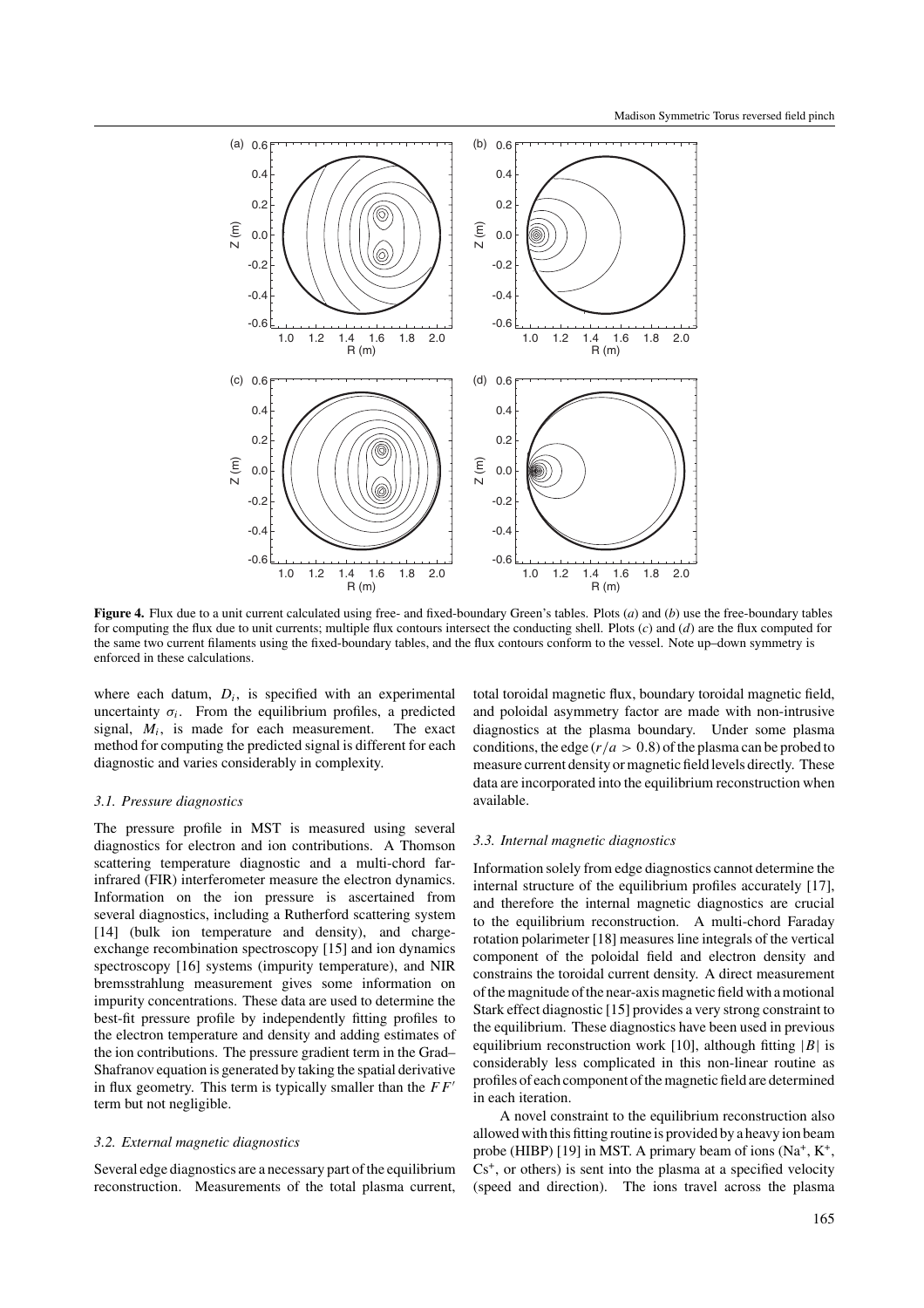**Figure 4.** Flux due to a unit current calculated using free- and fixed-boundary Green's tables. Plots (*a*) and (*b*) use the free-boundary tables for computing the flux due to unit currents; multiple flux contours intersect the conducting shell. Plots (*c*) and (*d*) are the flux computed for the same two current filaments using the fixed-boundary tables, and the flux contours conform to the vessel. Note up–down symmetry is enforced in these calculations.

where each datum, $D_i$, is specified with an experimental uncertainty $\sigma_i$. From the equilibrium profiles, a predicted signal, $M_i$, is made for each measurement. The exact method for computing the predicted signal is different for each diagnostic and varies considerably in complexity.

### 3.1. Pressure diagnostics

The pressure profile in MST is measured using several diagnostics for electron and ion contributions. A Thomson scattering temperature diagnostic and a multi-chord far-infrared (FIR) interferometer measure the electron dynamics. Information on the ion pressure is ascertained from several diagnostics, including a Rutherford scattering system [14] (bulk ion temperature and density), and charge-exchange recombination spectroscopy [15] and ion dynamics spectroscopy [16] systems (impurity temperature), and NIR bremsstrahlung measurement gives some information on impurity concentrations. These data are used to determine the best-fit pressure profile by independently fitting profiles to the electron temperature and density and adding estimates of the ion contributions. The pressure gradient term in the Grad–Shafranov equation is generated by taking the spatial derivative in flux geometry. This term is typically smaller than the $FF'$ term but not negligible.

### 3.2. External magnetic diagnostics

Several edge diagnostics are a necessary part of the equilibrium reconstruction. Measurements of the total plasma current, total toroidal magnetic flux, boundary toroidal magnetic field, and poloidal asymmetry factor are made with non-intrusive diagnostics at the plasma boundary. Under some plasma conditions, the edge ($r/a > 0.8$) of the plasma can be probed to measure current density or magnetic field levels directly. These data are incorporated into the equilibrium reconstruction when available.

### 3.3. Internal magnetic diagnostics

Information solely from edge diagnostics cannot determine the internal structure of the equilibrium profiles accurately [17], and therefore the internal magnetic diagnostics are crucial to the equilibrium reconstruction. A multi-chord Faraday rotation polarimeter [18] measures line integrals of the vertical component of the poloidal field and electron density and constrains the toroidal current density. A direct measurement of the magnitude of the near-axis magnetic field with a motional Stark effect diagnostic [15] provides a very strong constraint to the equilibrium. These diagnostics have been used in previous equilibrium reconstruction work [10], although fitting $|B|$ is considerably less complicated in this non-linear routine as profiles of each component of the magnetic field are determined in each iteration.

A novel constraint to the equilibrium reconstruction also allowed with this fitting routine is provided by a heavy ion beam probe (HIBP) [19] in MST. A primary beam of ions ($Na^+$, $K^+$, $Cs^+$, or others) is sent into the plasma at a specified velocity (speed and direction). The ions travel across the plasma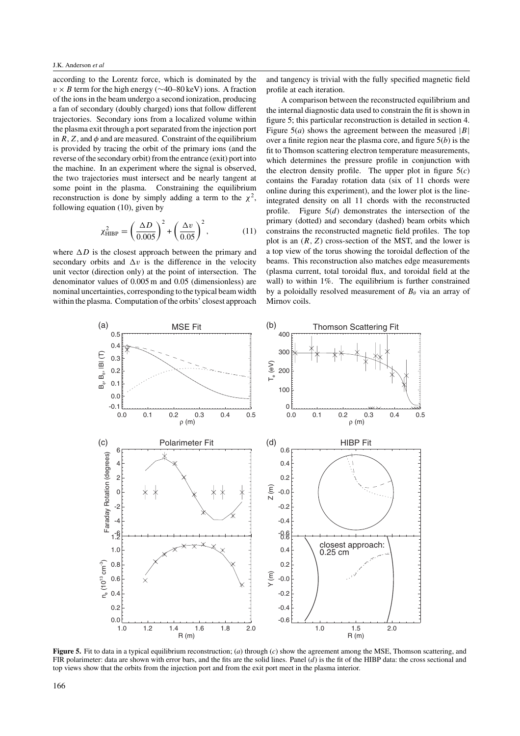according to the Lorentz force, which is dominated by the $v \times B$ term for the high energy (∼40–80 keV) ions. A fraction of the ions in the beam undergo a second ionization, producing a fan of secondary (doubly charged) ions that follow different trajectories. Secondary ions from a localized volume within the plasma exit through a port separated from the injection port in $R$, $Z$, and $\phi$ and are measured. Constraint of the equilibrium is provided by tracing the orbit of the primary ions (and the reverse of the secondary orbit) from the entrance (exit) port into the machine. In an experiment where the signal is observed, the two trajectories must intersect and be nearly tangent at some point in the plasma. Constraining the equilibrium reconstruction is done by simply adding a term to the $\chi^2$, following equation (10), given by

$$\chi^2_{\mathrm{HIBP}} = \left(\frac{\Delta D}{0.005}\right)^2 + \left(\frac{\Delta v}{0.05}\right)^2, \tag{11}$$

where $\Delta D$ is the closest approach between the primary and secondary orbits and $\Delta v$ is the difference in the velocity unit vector (direction only) at the point of intersection. The denominator values of 0.005 m and 0.05 (dimensionless) are nominal uncertainties, corresponding to the typical beam width within the plasma. Computation of the orbits' closest approach and tangency is trivial with the fully specified magnetic field profile at each iteration.

A comparison between the reconstructed equilibrium and the internal diagnostic data used to constrain the fit is shown in figure 5; this particular reconstruction is detailed in section 4. Figure 5(*a*) shows the agreement between the measured $|B|$ over a finite region near the plasma core, and figure 5(*b*) is the fit to Thomson scattering electron temperature measurements, which determines the pressure profile in conjunction with the electron density profile. The upper plot in figure 5(*c*) contains the Faraday rotation data (six of 11 chords were online during this experiment), and the lower plot is the line-integrated density on all 11 chords with the reconstructed profile. Figure 5(*d*) demonstrates the intersection of the primary (dotted) and secondary (dashed) beam orbits which constrains the reconstructed magnetic field profiles. The top plot is an $(R, Z)$ cross-section of the MST, and the lower is a top view of the torus showing the toroidal deflection of the beams. This reconstruction also matches edge measurements (plasma current, total toroidal flux, and toroidal field at the wall) to within 1%. The equilibrium is further constrained by a poloidally resolved measurement of $B_\theta$ via an array of Mirnov coils.

**Figure 5.** Fit to data in a typical equilibrium reconstruction; (*a*) through (*c*) show the agreement among the MSE, Thomson scattering, and FIR polarimeter: data are shown with error bars, and the fits are the solid lines. Panel (*d*) is the fit of the HIBP data: the cross sectional and top views show that the orbits from the injection port and from the exit port meet in the plasma interior.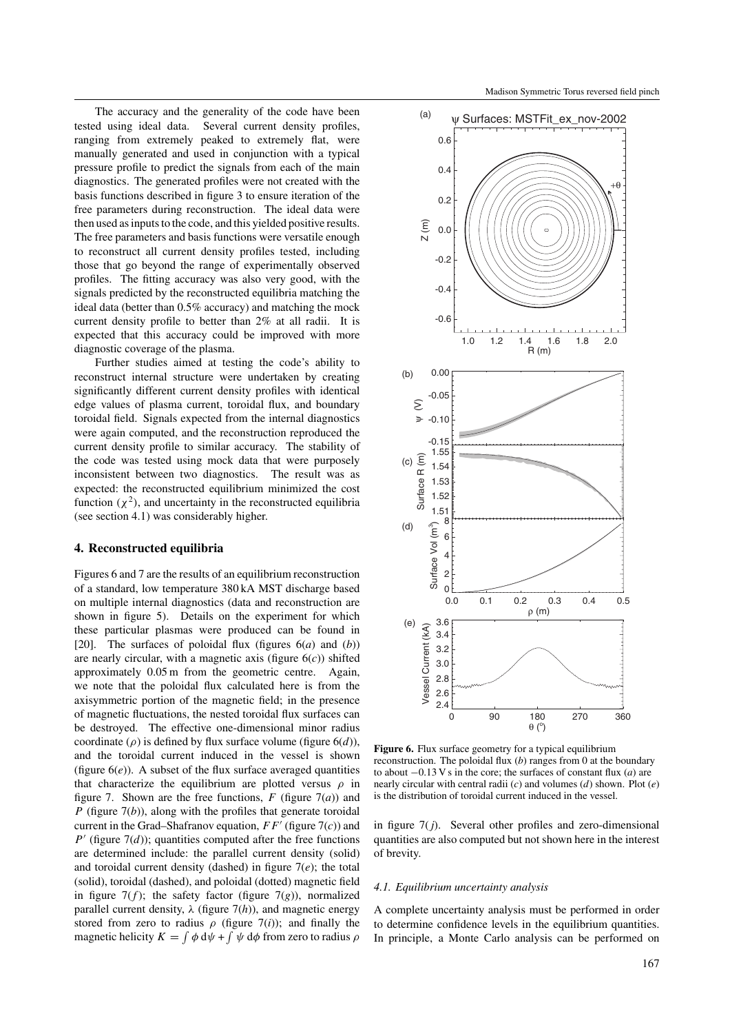The accuracy and the generality of the code have been tested using ideal data. Several current density profiles, ranging from extremely peaked to extremely flat, were manually generated and used in conjunction with a typical pressure profile to predict the signals from each of the main diagnostics. The generated profiles were not created with the basis functions described in figure 3 to ensure iteration of the free parameters during reconstruction. The ideal data were then used as inputs to the code, and this yielded positive results. The free parameters and basis functions were versatile enough to reconstruct all current density profiles tested, including those that go beyond the range of experimentally observed profiles. The fitting accuracy was also very good, with the signals predicted by the reconstructed equilibria matching the ideal data (better than 0.5% accuracy) and matching the mock current density profile to better than 2% at all radii. It is expected that this accuracy could be improved with more diagnostic coverage of the plasma.

Further studies aimed at testing the code's ability to reconstruct internal structure were undertaken by creating significantly different current density profiles with identical edge values of plasma current, toroidal flux, and boundary toroidal field. Signals expected from the internal diagnostics were again computed, and the reconstruction reproduced the current density profile to similar accuracy. The stability of the code was tested using mock data that were purposely inconsistent between two diagnostics. The result was as expected: the reconstructed equilibrium minimized the cost function ($\chi^2$), and uncertainty in the reconstructed equilibria (see section 4.1) was considerably higher.

## 4. Reconstructed equilibria

Figures 6 and 7 are the results of an equilibrium reconstruction of a standard, low temperature 380 kA MST discharge based on multiple internal diagnostics (data and reconstruction are shown in figure 5). Details on the experiment for which these particular plasmas were produced can be found in [20]. The surfaces of poloidal flux (figures 6(*a*) and (*b*)) are nearly circular, with a magnetic axis (figure 6(*c*)) shifted approximately 0.05 m from the geometric centre. Again, we note that the poloidal flux calculated here is from the axisymmetric portion of the magnetic field; in the presence of magnetic fluctuations, the nested toroidal flux surfaces can be destroyed. The effective one-dimensional minor radius coordinate ($\rho$) is defined by flux surface volume (figure 6(*d*)), and the toroidal current induced in the vessel is shown (figure 6(*e*)). A subset of the flux surface averaged quantities that characterize the equilibrium are plotted versus $\rho$ in figure 7. Shown are the free functions, $F$ (figure 7(*a*)) and $P$ (figure 7(*b*)), along with the profiles that generate toroidal current in the Grad–Shafranov equation, $FF'$ (figure 7(*c*)) and $P'$ (figure 7(*d*)); quantities computed after the free functions are determined include: the parallel current density (solid) and toroidal current density (dashed) in figure 7(*e*); the total (solid), toroidal (dashed), and poloidal (dotted) magnetic field in figure 7(*f*); the safety factor (figure 7(*g*)), normalized parallel current density, $\lambda$ (figure 7(*h*)), and magnetic energy stored from zero to radius $\rho$ (figure 7(*i*)); and finally the magnetic helicity $K = \int \phi \, \mathrm{d}\psi + \int \psi \, \mathrm{d}\phi$ from zero to radius $\rho$ in figure 7(*j*). Several other profiles and zero-dimensional quantities are also computed but not shown here in the interest of brevity.

**Figure 6.** Flux surface geometry for a typical equilibrium reconstruction. The poloidal flux (*b*) ranges from 0 at the boundary to about −0.13 V s in the core; the surfaces of constant flux (*a*) are nearly circular with central radii (*c*) and volumes (*d*) shown. Plot (*e*) is the distribution of toroidal current induced in the vessel.

### 4.1. Equilibrium uncertainty analysis

A complete uncertainty analysis must be performed in order to determine confidence levels in the equilibrium quantities. In principle, a Monte Carlo analysis can be performed on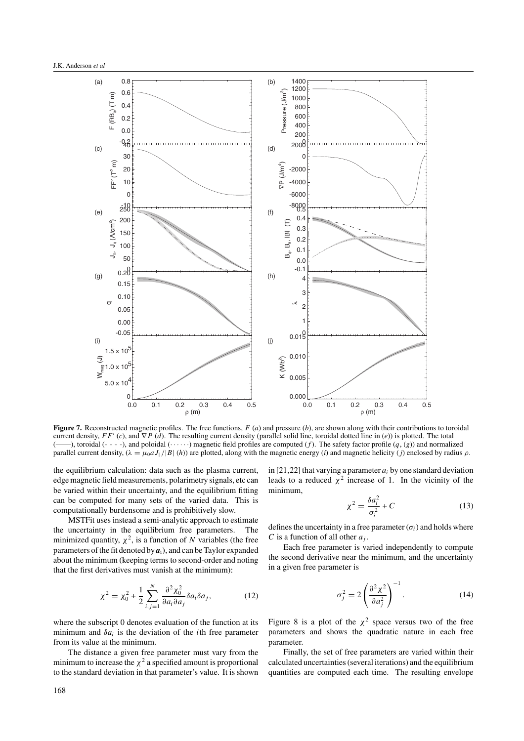**Figure 7.** Reconstructed magnetic profiles. The free functions, $F$ ($a$) and pressure ($b$), are shown along with their contributions to toroidal current density, $FF'$ ($c$), and $\nabla P$ ($d$). The resulting current density (parallel solid line, toroidal dotted line in ($e$)) is plotted. The total (——), toroidal (- - - -), and poloidal (· · · · · ·) magnetic field profiles are computed ($f$). The safety factor profile ($q$, ($g$)) and normalized parallel current density, ($\lambda = \mu_0 a J_\parallel / |B|$ ($h$)) are plotted, along with the magnetic energy ($i$) and magnetic helicity ($j$) enclosed by radius $\rho$.

the equilibrium calculation: data such as the plasma current, edge magnetic field measurements, polarimetry signals, etc can be varied within their uncertainty, and the equilibrium fitting can be computed for many sets of the varied data. This is computationally burdensome and is prohibitively slow.

MSTFit uses instead a semi-analytic approach to estimate the uncertainty in the equilibrium free parameters. The minimized quantity, $\chi^2$, is a function of $N$ variables (the free parameters of the fit denoted by $\boldsymbol{a}_i$), and can be Taylor expanded about the minimum (keeping terms to second-order and noting that the first derivatives must vanish at the minimum):

$$\chi^2 = \chi_0^2 + \frac{1}{2} \sum_{i,j=1}^{N} \frac{\partial^2 \chi_0^2}{\partial a_i \partial a_j} \delta a_i \delta a_j, \tag{12}$$

where the subscript 0 denotes evaluation of the function at its minimum and $\delta a_i$ is the deviation of the $i$th free parameter from its value at the minimum.

The distance a given free parameter must vary from the minimum to increase the $\chi^2$ a specified amount is proportional to the standard deviation in that parameter's value. It is shown in [21,22] that varying a parameter $a_i$ by one standard deviation leads to a reduced $\chi^2$ increase of 1. In the vicinity of the minimum,

$$\chi^2 = \frac{\delta a_i^2}{\sigma_i^2} + C \tag{13}$$

defines the uncertainty in a free parameter ($\sigma_i$) and holds where $C$ is a function of all other $a_j$.

Each free parameter is varied independently to compute the second derivative near the minimum, and the uncertainty in a given free parameter is

$$\sigma_j^2 = 2 \left( \frac{\partial^2 \chi^2}{\partial a_j^2} \right)^{-1}. \tag{14}$$

Figure 8 is a plot of the $\chi^2$ space versus two of the free parameters and shows the quadratic nature in each free parameter.

Finally, the set of free parameters are varied within their calculated uncertainties (several iterations) and the equilibrium quantities are computed each time. The resulting envelope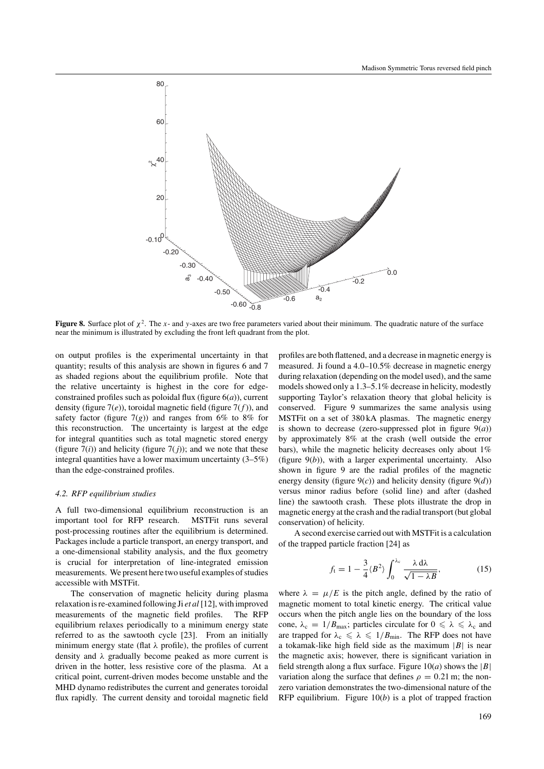**Figure 8.** Surface plot of $\chi^2$. The $x$- and $y$-axes are two free parameters varied about their minimum. The quadratic nature of the surface near the minimum is illustrated by excluding the front left quadrant from the plot.

on output profiles is the experimental uncertainty in that quantity; results of this analysis are shown in figures 6 and 7 as shaded regions about the equilibrium profile. Note that the relative uncertainty is highest in the core for edge-constrained profiles such as poloidal flux (figure 6($a$)), current density (figure 7($e$)), toroidal magnetic field (figure 7($f$)), and safety factor (figure 7($g$)) and ranges from 6% to 8% for this reconstruction. The uncertainty is largest at the edge for integral quantities such as total magnetic stored energy (figure 7($i$)) and helicity (figure 7($j$)); and we note that these integral quantities have a lower maximum uncertainty (3–5%) than the edge-constrained profiles.

### *4.2. RFP equilibrium studies*

A full two-dimensional equilibrium reconstruction is an important tool for RFP research. MSTFit runs several post-processing routines after the equilibrium is determined. Packages include a particle transport, an energy transport, and a one-dimensional stability analysis, and the flux geometry is crucial for interpretation of line-integrated emission measurements. We present here two useful examples of studies accessible with MSTFit.

The conservation of magnetic helicity during plasma relaxation is re-examined following Ji *et al* [12], with improved measurements of the magnetic field profiles. The RFP equilibrium relaxes periodically to a minimum energy state referred to as the sawtooth cycle [23]. From an initially minimum energy state (flat $\lambda$ profile), the profiles of current density and $\lambda$ gradually become peaked as more current is driven in the hotter, less resistive core of the plasma. At a critical point, current-driven modes become unstable and the MHD dynamo redistributes the current and generates toroidal flux rapidly. The current density and toroidal magnetic field profiles are both flattened, and a decrease in magnetic energy is measured. Ji found a 4.0–10.5% decrease in magnetic energy during relaxation (depending on the model used), and the same models showed only a 1.3–5.1% decrease in helicity, modestly supporting Taylor's relaxation theory that global helicity is conserved. Figure 9 summarizes the same analysis using MSTFit on a set of 380 kA plasmas. The magnetic energy is shown to decrease (zero-suppressed plot in figure 9($a$)) by approximately 8% at the crash (well outside the error bars), while the magnetic helicity decreases only about 1% (figure 9($b$)), with a larger experimental uncertainty. Also shown in figure 9 are the radial profiles of the magnetic energy density (figure 9($c$)) and helicity density (figure 9($d$)) versus minor radius before (solid line) and after (dashed line) the sawtooth crash. These plots illustrate the drop in magnetic energy at the crash and the radial transport (but global conservation) of helicity.

A second exercise carried out with MSTFit is a calculation of the trapped particle fraction [24] as

$$f_t = 1 - \frac{3}{4}\langle B^2 \rangle \int_0^{\lambda_c} \frac{\lambda \, d\lambda}{\sqrt{1 - \lambda B}}, \tag{15}$$

where $\lambda = \mu/E$ is the pitch angle, defined by the ratio of magnetic moment to total kinetic energy. The critical value occurs when the pitch angle lies on the boundary of the loss cone, $\lambda_c = 1/B_{max}$; particles circulate for $0 \leqslant \lambda \leqslant \lambda_c$ and are trapped for $\lambda_c \leqslant \lambda \leqslant 1/B_{min}$. The RFP does not have a tokamak-like high field side as the maximum $|B|$ is near the magnetic axis; however, there is significant variation in field strength along a flux surface. Figure 10($a$) shows the $|B|$ variation along the surface that defines $\rho = 0.21$ m; the non-zero variation demonstrates the two-dimensional nature of the RFP equilibrium. Figure 10($b$) is a plot of trapped fraction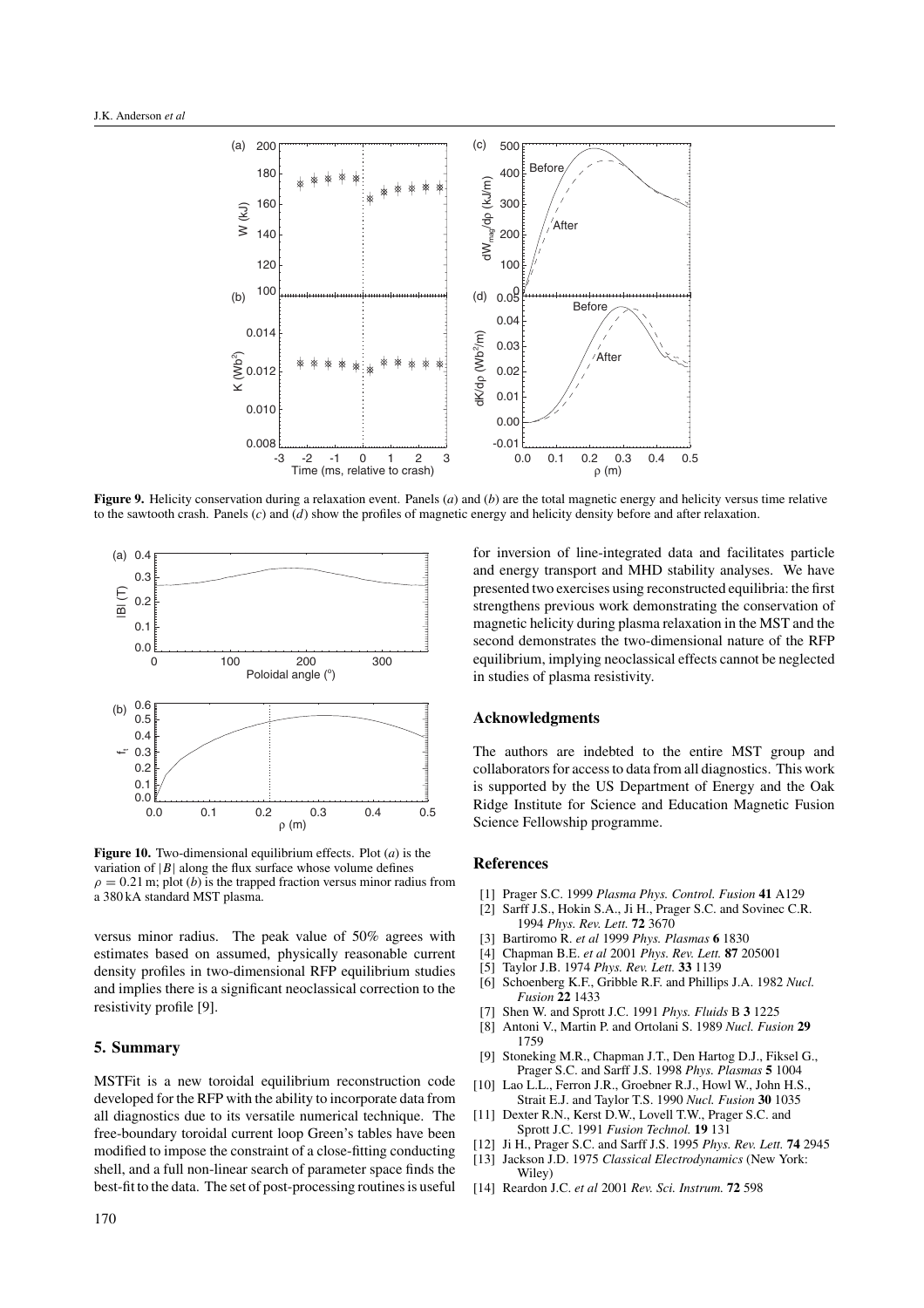**Figure 9.** Helicity conservation during a relaxation event. Panels (*a*) and (*b*) are the total magnetic energy and helicity versus time relative to the sawtooth crash. Panels (*c*) and (*d*) show the profiles of magnetic energy and helicity density before and after relaxation.

**Figure 10.** Two-dimensional equilibrium effects. Plot (*a*) is the variation of $|B|$ along the flux surface whose volume defines $\rho = 0.21$ m; plot (*b*) is the trapped fraction versus minor radius from a 380 kA standard MST plasma.

versus minor radius. The peak value of 50% agrees with estimates based on assumed, physically reasonable current density profiles in two-dimensional RFP equilibrium studies and implies there is a significant neoclassical correction to the resistivity profile [9].

## 5. Summary

MSTFit is a new toroidal equilibrium reconstruction code developed for the RFP with the ability to incorporate data from all diagnostics due to its versatile numerical technique. The free-boundary toroidal current loop Green's tables have been modified to impose the constraint of a close-fitting conducting shell, and a full non-linear search of parameter space finds the best-fit to the data. The set of post-processing routines is useful for inversion of line-integrated data and facilitates particle and energy transport and MHD stability analyses. We have presented two exercises using reconstructed equilibria: the first strengthens previous work demonstrating the conservation of magnetic helicity during plasma relaxation in the MST and the second demonstrates the two-dimensional nature of the RFP equilibrium, implying neoclassical effects cannot be neglected in studies of plasma resistivity.

## Acknowledgments

The authors are indebted to the entire MST group and collaborators for access to data from all diagnostics. This work is supported by the US Department of Energy and the Oak Ridge Institute for Science and Education Magnetic Fusion Science Fellowship programme.

## References

[1] Prager S.C. 1999 *Plasma Phys. Control. Fusion* **41** A129

[2] Sarff J.S., Hokin S.A., Ji H., Prager S.C. and Sovinec C.R. 1994 *Phys. Rev. Lett.* **72** 3670

[3] Bartiromo R. *et al* 1999 *Phys. Plasmas* **6** 1830

[4] Chapman B.E. *et al* 2001 *Phys. Rev. Lett.* **87** 205001

[5] Taylor J.B. 1974 *Phys. Rev. Lett.* **33** 1139

[6] Schoenberg K.F., Gribble R.F. and Phillips J.A. 1982 *Nucl. Fusion* **22** 1433

[7] Shen W. and Sprott J.C. 1991 *Phys. Fluids* B **3** 1225

[8] Antoni V., Martin P. and Ortolani S. 1989 *Nucl. Fusion* **29** 1759

[9] Stoneking M.R., Chapman J.T., Den Hartog D.J., Fiksel G., Prager S.C. and Sarff J.S. 1998 *Phys. Plasmas* **5** 1004

[10] Lao L.L., Ferron J.R., Groebner R.J., Howl W., John H.S., Strait E.J. and Taylor T.S. 1990 *Nucl. Fusion* **30** 1035

[11] Dexter R.N., Kerst D.W., Lovell T.W., Prager S.C. and Sprott J.C. 1991 *Fusion Technol.* **19** 131

[12] Ji H., Prager S.C. and Sarff J.S. 1995 *Phys. Rev. Lett.* **74** 2945

[13] Jackson J.D. 1975 *Classical Electrodynamics* (New York: Wiley)

[14] Reardon J.C. *et al* 2001 *Rev. Sci. Instrum.* **72** 598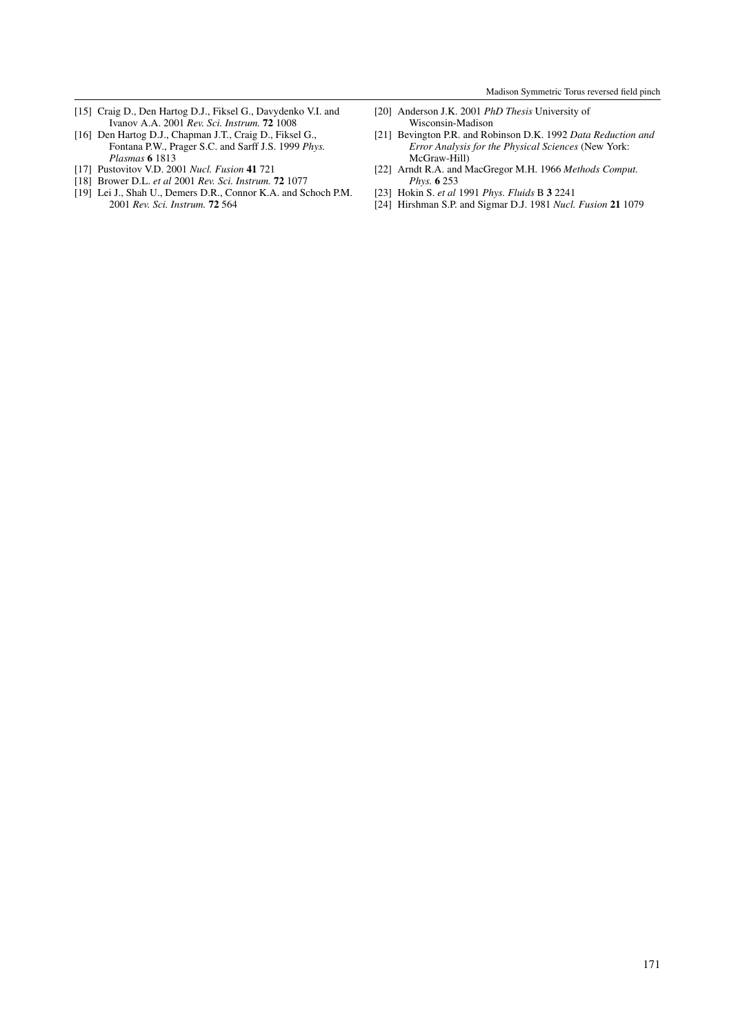[15] Craig D., Den Hartog D.J., Fiksel G., Davydenko V.I. and Ivanov A.A. 2001 *Rev. Sci. Instrum.* **72** 1008

[16] Den Hartog D.J., Chapman J.T., Craig D., Fiksel G., Fontana P.W., Prager S.C. and Sarff J.S. 1999 *Phys. Plasmas* **6** 1813

[17] Pustovitov V.D. 2001 *Nucl. Fusion* **41** 721

[18] Brower D.L. *et al* 2001 *Rev. Sci. Instrum.* **72** 1077

[19] Lei J., Shah U., Demers D.R., Connor K.A. and Schoch P.M. 2001 *Rev. Sci. Instrum.* **72** 564

[20] Anderson J.K. 2001 *PhD Thesis* University of Wisconsin-Madison

[21] Bevington P.R. and Robinson D.K. 1992 *Data Reduction and Error Analysis for the Physical Sciences* (New York: McGraw-Hill)

[22] Arndt R.A. and MacGregor M.H. 1966 *Methods Comput. Phys.* **6** 253

[23] Hokin S. *et al* 1991 *Phys. Fluids* B **3** 2241

[24] Hirshman S.P. and Sigmar D.J. 1981 *Nucl. Fusion* **21** 1079